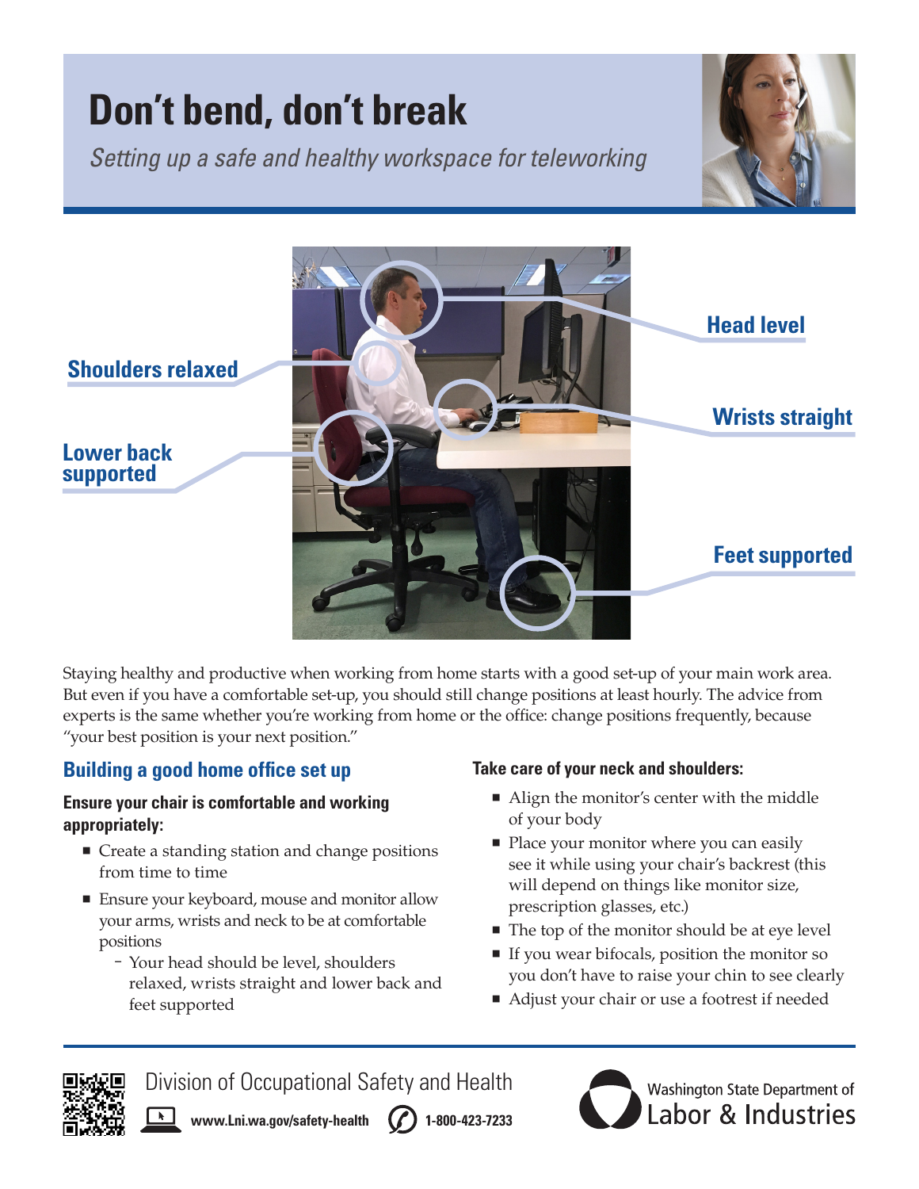# Don't bend, don't break

*Setting up a safe and healthy workspace for teleworking*

Head level

Shoulders relaxed

Wrists straight

Lower back supported

Feet supported

Staying healthy and productive when working from home starts with a good set-up of your main work area. But even if you have a comfortable set-up, you should still change positions at least hourly. The advice from experts is the same whether you're working from home or the office: change positions frequently, because "your best position is your next position."

## Building a good home office set up

**Ensure your chair is comfortable and working appropriately:**

- Create a standing station and change positions from time to time
- Ensure your keyboard, mouse and monitor allow your arms, wrists and neck to be at comfortable positions
  - Your head should be level, shoulders relaxed, wrists straight and lower back and feet supported

**Take care of your neck and shoulders:**

- Align the monitor's center with the middle of your body
- Place your monitor where you can easily see it while using your chair's backrest (this will depend on things like monitor size, prescription glasses, etc.)
- The top of the monitor should be at eye level
- If you wear bifocals, position the monitor so you don't have to raise your chin to see clearly
- Adjust your chair or use a footrest if needed

Division of Occupational Safety and Health

www.Lni.wa.gov/safety-health 1-800-423-7233

Washington State Department of Labor & Industries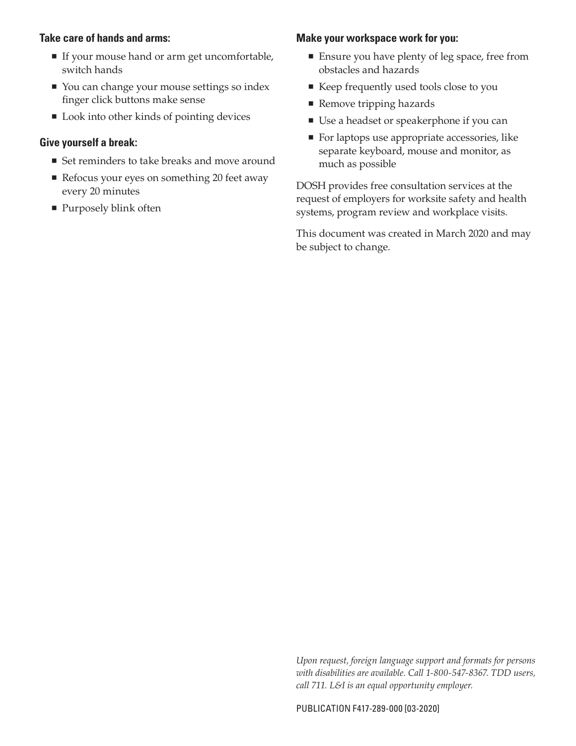**Take care of hands and arms:**

- If your mouse hand or arm get uncomfortable, switch hands
- You can change your mouse settings so index finger click buttons make sense
- Look into other kinds of pointing devices

**Give yourself a break:**

- Set reminders to take breaks and move around
- Refocus your eyes on something 20 feet away every 20 minutes
- Purposely blink often

**Make your workspace work for you:**

- Ensure you have plenty of leg space, free from obstacles and hazards
- Keep frequently used tools close to you
- Remove tripping hazards
- Use a headset or speakerphone if you can
- For laptops use appropriate accessories, like separate keyboard, mouse and monitor, as much as possible

DOSH provides free consultation services at the request of employers for worksite safety and health systems, program review and workplace visits.

This document was created in March 2020 and may be subject to change.

*Upon request, foreign language support and formats for persons with disabilities are available. Call 1-800-547-8367. TDD users, call 711. L&I is an equal opportunity employer.*

PUBLICATION F417-289-000 [03-2020]